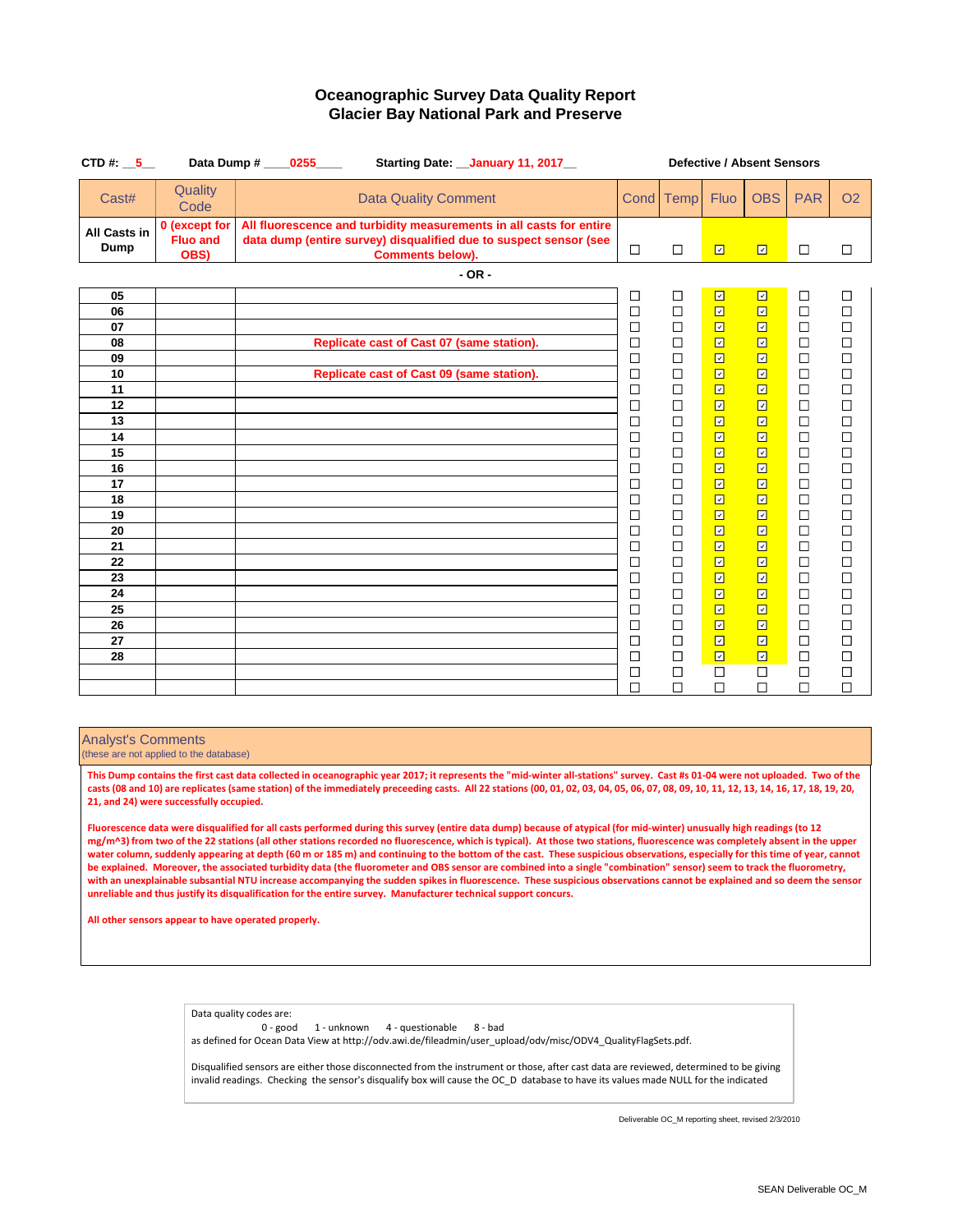# Oceanographic Survey Data Quality Report
## Glacier Bay National Park and Preserve

**CTD #:** __5__ **Data Dump #** ____0255____ **Starting Date:** __January 11, 2017__

**Defective / Absent Sensors**

| Cast# | Quality Code | Data Quality Comment | Cond | Temp | Fluo | OBS | PAR | O2 |
|---|---|---|---|---|---|---|---|---|
| **All Casts in Dump** | 0 (except for Fluo and OBS) | All fluorescence and turbidity measurements in all casts for entire data dump (entire survey) disqualified due to suspect sensor (see Comments below). | ☐ | ☐ | ☑ | ☑ | ☐ | ☐ |

**- OR -**

| Cast# | Quality Code | Data Quality Comment | Cond | Temp | Fluo | OBS | PAR | O2 |
|---|---|---|---|---|---|---|---|---|
| 05 | | | ☐ | ☐ | ☑ | ☑ | ☐ | ☐ |
| 06 | | | ☐ | ☐ | ☑ | ☑ | ☐ | ☐ |
| 07 | | | ☐ | ☐ | ☑ | ☑ | ☐ | ☐ |
| 08 | | Replicate cast of Cast 07 (same station). | ☐ | ☐ | ☑ | ☑ | ☐ | ☐ |
| 09 | | | ☐ | ☐ | ☑ | ☑ | ☐ | ☐ |
| 10 | | Replicate cast of Cast 09 (same station). | ☐ | ☐ | ☑ | ☑ | ☐ | ☐ |
| 11 | | | ☐ | ☐ | ☑ | ☑ | ☐ | ☐ |
| 12 | | | ☐ | ☐ | ☑ | ☑ | ☐ | ☐ |
| 13 | | | ☐ | ☐ | ☑ | ☑ | ☐ | ☐ |
| 14 | | | ☐ | ☐ | ☑ | ☑ | ☐ | ☐ |
| 15 | | | ☐ | ☐ | ☑ | ☑ | ☐ | ☐ |
| 16 | | | ☐ | ☐ | ☑ | ☑ | ☐ | ☐ |
| 17 | | | ☐ | ☐ | ☑ | ☑ | ☐ | ☐ |
| 18 | | | ☐ | ☐ | ☑ | ☑ | ☐ | ☐ |
| 19 | | | ☐ | ☐ | ☑ | ☑ | ☐ | ☐ |
| 20 | | | ☐ | ☐ | ☑ | ☑ | ☐ | ☐ |
| 21 | | | ☐ | ☐ | ☑ | ☑ | ☐ | ☐ |
| 22 | | | ☐ | ☐ | ☑ | ☑ | ☐ | ☐ |
| 23 | | | ☐ | ☐ | ☑ | ☑ | ☐ | ☐ |
| 24 | | | ☐ | ☐ | ☑ | ☑ | ☐ | ☐ |
| 25 | | | ☐ | ☐ | ☑ | ☑ | ☐ | ☐ |
| 26 | | | ☐ | ☐ | ☑ | ☑ | ☐ | ☐ |
| 27 | | | ☐ | ☐ | ☑ | ☑ | ☐ | ☐ |
| 28 | | | ☐ | ☐ | ☑ | ☑ | ☐ | ☐ |
| | | | ☐ | ☐ | ☐ | ☐ | ☐ | ☐ |
| | | | ☐ | ☐ | ☐ | ☐ | ☐ | ☐ |

## Analyst's Comments
(these are not applied to the database)

This Dump contains the first cast data collected in oceanographic year 2017; it represents the "mid-winter all-stations" survey. Cast #s 01-04 were not uploaded. Two of the casts (08 and 10) are replicates (same station) of the immediately preceeding casts. All 22 stations (00, 01, 02, 03, 04, 05, 06, 07, 08, 09, 10, 11, 12, 13, 14, 16, 17, 18, 19, 20, 21, and 24) were successfully occupied.

Fluorescence data were disqualified for all casts performed during this survey (entire data dump) because of atypical (for mid-winter) unusually high readings (to 12 mg/m^3) from two of the 22 stations (all other stations recorded no fluorescence, which is typical). At those two stations, fluorescence was completely absent in the upper water column, suddenly appearing at depth (60 m or 185 m) and continuing to the bottom of the cast. These suspicious observations, especially for this time of year, cannot be explained. Moreover, the associated turbidity data (the fluorometer and OBS sensor are combined into a single "combination" sensor) seem to track the fluorometry, with an unexplainable subsantial NTU increase accompanying the sudden spikes in fluorescence. These suspicious observations cannot be explained and so deem the sensor unreliable and thus justify its disqualification for the entire survey. Manufacturer technical support concurs.

All other sensors appear to have operated properly.

Data quality codes are:
0 - good 1 - unknown 4 - questionable 8 - bad
as defined for Ocean Data View at http://odv.awi.de/fileadmin/user_upload/odv/misc/ODV4_QualityFlagSets.pdf.

Disqualified sensors are either those disconnected from the instrument or those, after cast data are reviewed, determined to be giving invalid readings. Checking the sensor's disqualify box will cause the OC_D database to have its values made NULL for the indicated

Deliverable OC_M reporting sheet, revised 2/3/2010

SEAN Deliverable OC_M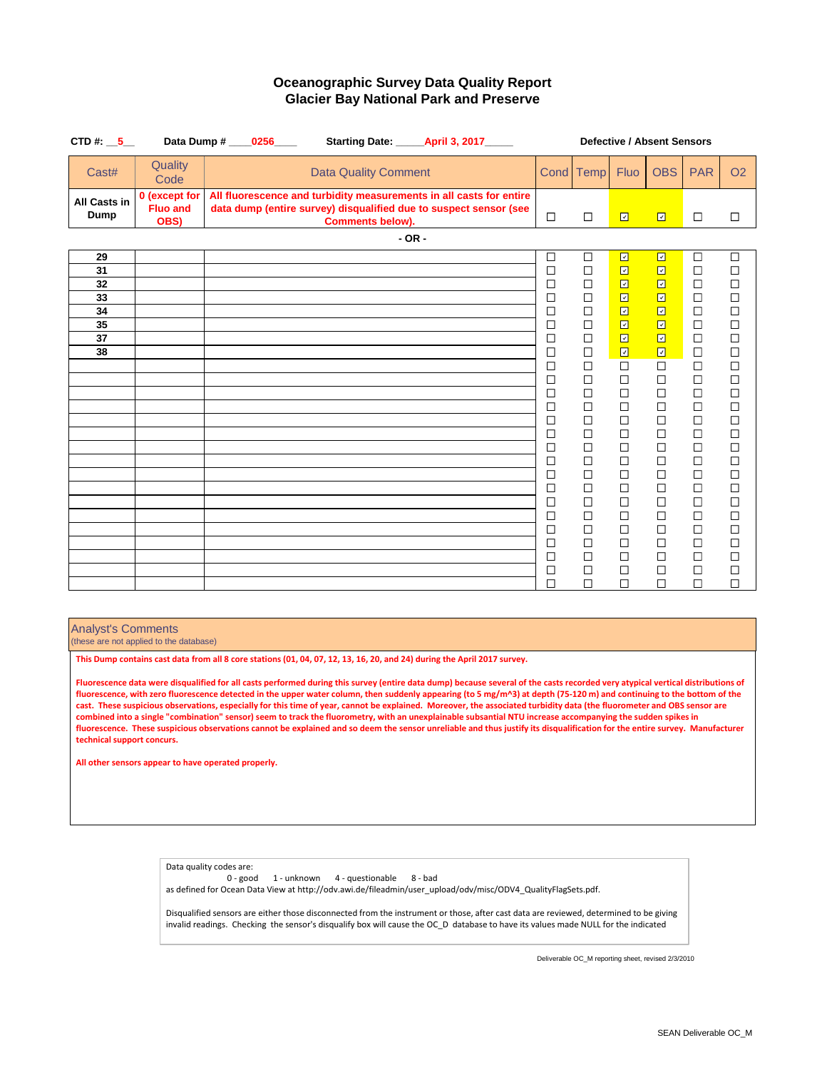# Oceanographic Survey Data Quality Report
## Glacier Bay National Park and Preserve

**CTD #:** __5__ **Data Dump #** ____0256____ **Starting Date:** _____April 3, 2017_____

**Defective / Absent Sensors**

| Cast# | Quality Code | Data Quality Comment | Cond | Temp | Fluo | OBS | PAR | O2 |
|---|---|---|---|---|---|---|---|---|
| **All Casts in Dump** | **0 (except for Fluo and OBS)** | **All fluorescence and turbidity measurements in all casts for entire data dump (entire survey) disqualified due to suspect sensor (see Comments below).** | ☐ | ☐ | ☑ | ☑ | ☐ | ☐ |

**- OR -**

| Cast# | Quality Code | Data Quality Comment | Cond | Temp | Fluo | OBS | PAR | O2 |
|---|---|---|---|---|---|---|---|---|
| 29 | | | ☐ | ☐ | ☑ | ☑ | ☐ | ☐ |
| 31 | | | ☐ | ☐ | ☑ | ☑ | ☐ | ☐ |
| 32 | | | ☐ | ☐ | ☑ | ☑ | ☐ | ☐ |
| 33 | | | ☐ | ☐ | ☑ | ☑ | ☐ | ☐ |
| 34 | | | ☐ | ☐ | ☑ | ☑ | ☐ | ☐ |
| 35 | | | ☐ | ☐ | ☑ | ☑ | ☐ | ☐ |
| 37 | | | ☐ | ☐ | ☑ | ☑ | ☐ | ☐ |
| 38 | | | ☐ | ☐ | ☑ | ☑ | ☐ | ☐ |
| | | | ☐ | ☐ | ☐ | ☐ | ☐ | ☐ |
| | | | ☐ | ☐ | ☐ | ☐ | ☐ | ☐ |
| | | | ☐ | ☐ | ☐ | ☐ | ☐ | ☐ |
| | | | ☐ | ☐ | ☐ | ☐ | ☐ | ☐ |
| | | | ☐ | ☐ | ☐ | ☐ | ☐ | ☐ |
| | | | ☐ | ☐ | ☐ | ☐ | ☐ | ☐ |
| | | | ☐ | ☐ | ☐ | ☐ | ☐ | ☐ |
| | | | ☐ | ☐ | ☐ | ☐ | ☐ | ☐ |
| | | | ☐ | ☐ | ☐ | ☐ | ☐ | ☐ |
| | | | ☐ | ☐ | ☐ | ☐ | ☐ | ☐ |
| | | | ☐ | ☐ | ☐ | ☐ | ☐ | ☐ |
| | | | ☐ | ☐ | ☐ | ☐ | ☐ | ☐ |
| | | | ☐ | ☐ | ☐ | ☐ | ☐ | ☐ |
| | | | ☐ | ☐ | ☐ | ☐ | ☐ | ☐ |
| | | | ☐ | ☐ | ☐ | ☐ | ☐ | ☐ |
| | | | ☐ | ☐ | ☐ | ☐ | ☐ | ☐ |
| | | | ☐ | ☐ | ☐ | ☐ | ☐ | ☐ |
| | | | ☐ | ☐ | ☐ | ☐ | ☐ | ☐ |

### Analyst's Comments
(these are not applied to the database)

**This Dump contains cast data from all 8 core stations (01, 04, 07, 12, 13, 16, 20, and 24) during the April 2017 survey.**

**Fluorescence data were disqualified for all casts performed during this survey (entire data dump) because several of the casts recorded very atypical vertical distributions of fluorescence, with zero fluorescence detected in the upper water column, then suddenly appearing (to 5 mg/m^3) at depth (75-120 m) and continuing to the bottom of the cast. These suspicious observations, especially for this time of year, cannot be explained. Moreover, the associated turbidity data (the fluorometer and OBS sensor are combined into a single "combination" sensor) seem to track the fluorometry, with an unexplainable subsantial NTU increase accompanying the sudden spikes in fluorescence. These suspicious observations cannot be explained and so deem the sensor unreliable and thus justify its disqualification for the entire survey. Manufacturer technical support concurs.**

**All other sensors appear to have operated properly.**

Data quality codes are:
0 - good 1 - unknown 4 - questionable 8 - bad
as defined for Ocean Data View at http://odv.awi.de/fileadmin/user_upload/odv/misc/ODV4_QualityFlagSets.pdf.

Disqualified sensors are either those disconnected from the instrument or those, after cast data are reviewed, determined to be giving invalid readings. Checking the sensor's disqualify box will cause the OC_D database to have its values made NULL for the indicated

Deliverable OC_M reporting sheet, revised 2/3/2010

SEAN Deliverable OC_M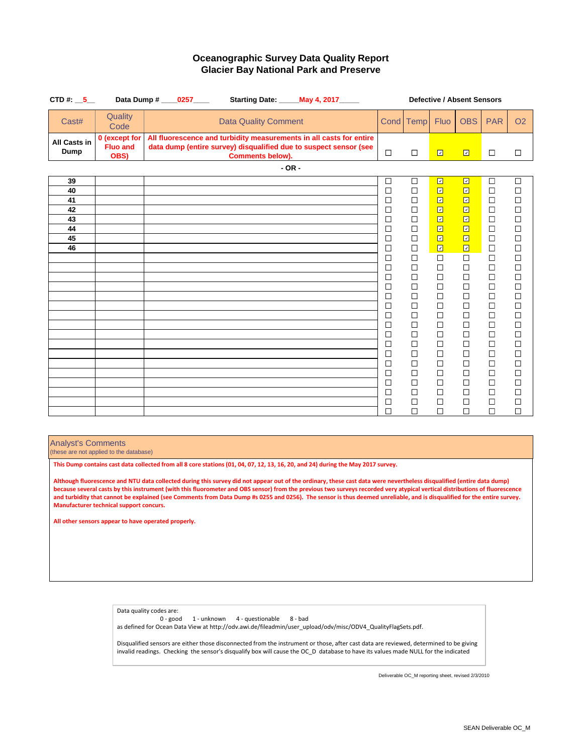# Oceanographic Survey Data Quality Report
## Glacier Bay National Park and Preserve

**CTD #:** __5__ **Data Dump #** ____0257____ **Starting Date:** _____May 4, 2017_____ **Defective / Absent Sensors**

| Cast# | Quality Code | Data Quality Comment | Cond | Temp | Fluo | OBS | PAR | O2 |
|---|---|---|---|---|---|---|---|---|
| **All Casts in Dump** | **0 (except for Fluo and OBS)** | **All fluorescence and turbidity measurements in all casts for entire data dump (entire survey) disqualified due to suspect sensor (see Comments below).** | ☐ | ☐ | ☑ | ☑ | ☐ | ☐ |

**- OR -**

| Cast# | Quality Code | Data Quality Comment | Cond | Temp | Fluo | OBS | PAR | O2 |
|---|---|---|---|---|---|---|---|---|
| **39** | | | ☐ | ☐ | ☑ | ☑ | ☐ | ☐ |
| **40** | | | ☐ | ☐ | ☑ | ☑ | ☐ | ☐ |
| **41** | | | ☐ | ☐ | ☑ | ☑ | ☐ | ☐ |
| **42** | | | ☐ | ☐ | ☑ | ☑ | ☐ | ☐ |
| **43** | | | ☐ | ☐ | ☑ | ☑ | ☐ | ☐ |
| **44** | | | ☐ | ☐ | ☑ | ☑ | ☐ | ☐ |
| **45** | | | ☐ | ☐ | ☑ | ☑ | ☐ | ☐ |
| **46** | | | ☐ | ☐ | ☑ | ☑ | ☐ | ☐ |
| | | | ☐ | ☐ | ☐ | ☐ | ☐ | ☐ |
| | | | ☐ | ☐ | ☐ | ☐ | ☐ | ☐ |
| | | | ☐ | ☐ | ☐ | ☐ | ☐ | ☐ |
| | | | ☐ | ☐ | ☐ | ☐ | ☐ | ☐ |
| | | | ☐ | ☐ | ☐ | ☐ | ☐ | ☐ |
| | | | ☐ | ☐ | ☐ | ☐ | ☐ | ☐ |
| | | | ☐ | ☐ | ☐ | ☐ | ☐ | ☐ |
| | | | ☐ | ☐ | ☐ | ☐ | ☐ | ☐ |
| | | | ☐ | ☐ | ☐ | ☐ | ☐ | ☐ |
| | | | ☐ | ☐ | ☐ | ☐ | ☐ | ☐ |
| | | | ☐ | ☐ | ☐ | ☐ | ☐ | ☐ |
| | | | ☐ | ☐ | ☐ | ☐ | ☐ | ☐ |
| | | | ☐ | ☐ | ☐ | ☐ | ☐ | ☐ |
| | | | ☐ | ☐ | ☐ | ☐ | ☐ | ☐ |
| | | | ☐ | ☐ | ☐ | ☐ | ☐ | ☐ |
| | | | ☐ | ☐ | ☐ | ☐ | ☐ | ☐ |
| | | | ☐ | ☐ | ☐ | ☐ | ☐ | ☐ |
| | | | ☐ | ☐ | ☐ | ☐ | ☐ | ☐ |

## Analyst's Comments
(these are not applied to the database)

**This Dump contains cast data collected from all 8 core stations (01, 04, 07, 12, 13, 16, 20, and 24) during the May 2017 survey.**

**Although fluorescence and NTU data collected during this survey did not appear out of the ordinary, these cast data were nevertheless disqualified (entire data dump) because several casts by this instrument (with this fluorometer and OBS sensor) from the previous two surveys recorded very atypical vertical distributions of fluorescence and turbidity that cannot be explained (see Comments from Data Dump #s 0255 and 0256). The sensor is thus deemed unreliable, and is disqualified for the entire survey. Manufacturer technical support concurs.**

**All other sensors appear to have operated properly.**

Data quality codes are:
0 - good 1 - unknown 4 - questionable 8 - bad
as defined for Ocean Data View at http://odv.awi.de/fileadmin/user_upload/odv/misc/ODV4_QualityFlagSets.pdf.

Disqualified sensors are either those disconnected from the instrument or those, after cast data are reviewed, determined to be giving invalid readings. Checking the sensor's disqualify box will cause the OC_D database to have its values made NULL for the indicated

Deliverable OC_M reporting sheet, revised 2/3/2010

SEAN Deliverable OC_M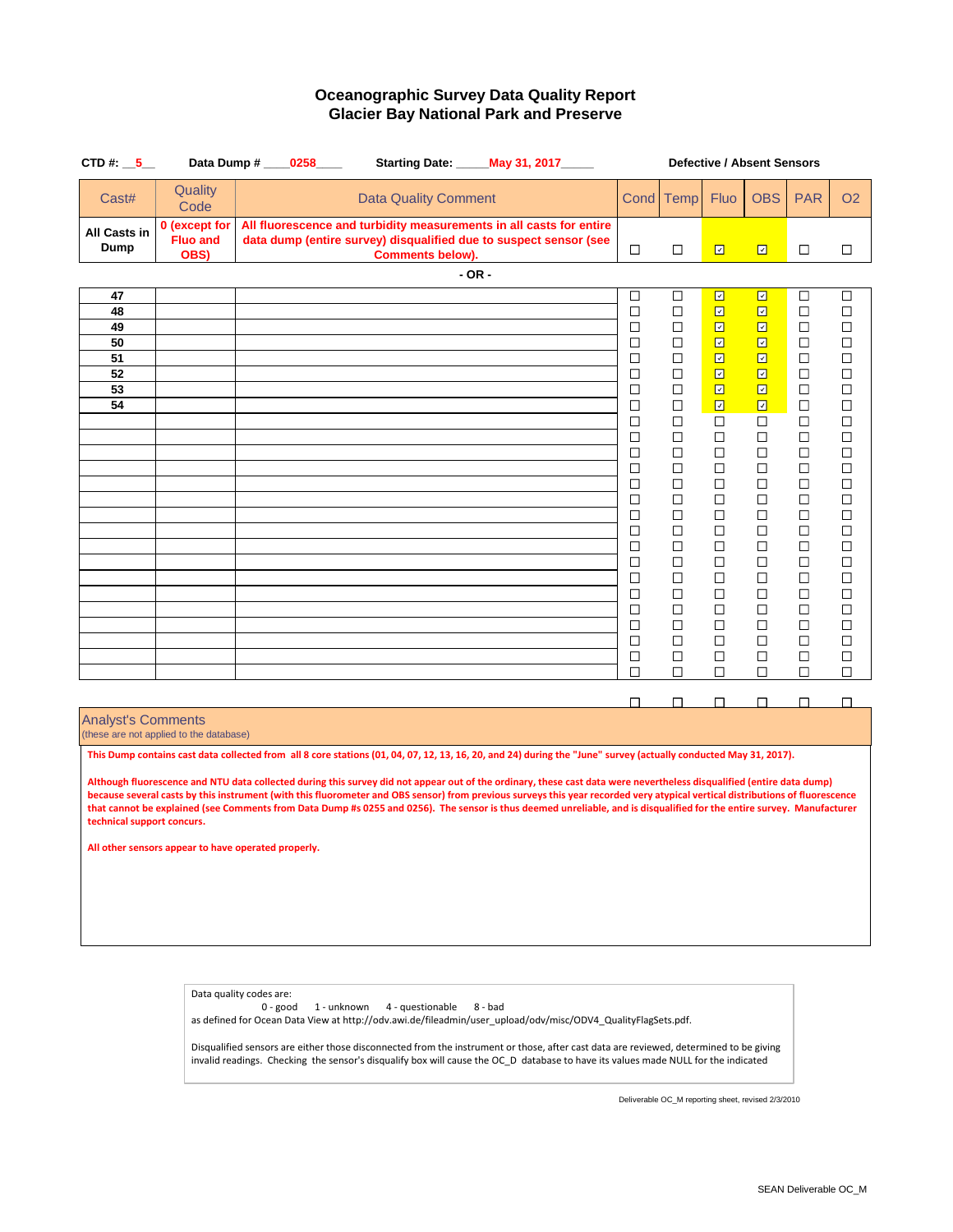# Oceanographic Survey Data Quality Report
## Glacier Bay National Park and Preserve

**CTD #:** __5__ **Data Dump #** ____0258____ **Starting Date:** _____May 31, 2017_____

**Defective / Absent Sensors**

| Cast# | Quality Code | Data Quality Comment | Cond | Temp | Fluo | OBS | PAR | O2 |
|---|---|---|---|---|---|---|---|---|
| **All Casts in Dump** | **0 (except for Fluo and OBS)** | **All fluorescence and turbidity measurements in all casts for entire data dump (entire survey) disqualified due to suspect sensor (see Comments below).** | ☐ | ☐ | ☑ | ☑ | ☐ | ☐ |

**- OR -**

| Cast# | Quality Code | Data Quality Comment | Cond | Temp | Fluo | OBS | PAR | O2 |
|---|---|---|---|---|---|---|---|---|
| 47 | | | ☐ | ☐ | ☑ | ☑ | ☐ | ☐ |
| 48 | | | ☐ | ☐ | ☑ | ☑ | ☐ | ☐ |
| 49 | | | ☐ | ☐ | ☑ | ☑ | ☐ | ☐ |
| 50 | | | ☐ | ☐ | ☑ | ☑ | ☐ | ☐ |
| 51 | | | ☐ | ☐ | ☑ | ☑ | ☐ | ☐ |
| 52 | | | ☐ | ☐ | ☑ | ☑ | ☐ | ☐ |
| 53 | | | ☐ | ☐ | ☑ | ☑ | ☐ | ☐ |
| 54 | | | ☐ | ☐ | ☑ | ☑ | ☐ | ☐ |
| | | | ☐ | ☐ | ☐ | ☐ | ☐ | ☐ |
| | | | ☐ | ☐ | ☐ | ☐ | ☐ | ☐ |
| | | | ☐ | ☐ | ☐ | ☐ | ☐ | ☐ |
| | | | ☐ | ☐ | ☐ | ☐ | ☐ | ☐ |
| | | | ☐ | ☐ | ☐ | ☐ | ☐ | ☐ |
| | | | ☐ | ☐ | ☐ | ☐ | ☐ | ☐ |
| | | | ☐ | ☐ | ☐ | ☐ | ☐ | ☐ |
| | | | ☐ | ☐ | ☐ | ☐ | ☐ | ☐ |
| | | | ☐ | ☐ | ☐ | ☐ | ☐ | ☐ |
| | | | ☐ | ☐ | ☐ | ☐ | ☐ | ☐ |
| | | | ☐ | ☐ | ☐ | ☐ | ☐ | ☐ |
| | | | ☐ | ☐ | ☐ | ☐ | ☐ | ☐ |
| | | | ☐ | ☐ | ☐ | ☐ | ☐ | ☐ |
| | | | ☐ | ☐ | ☐ | ☐ | ☐ | ☐ |
| | | | ☐ | ☐ | ☐ | ☐ | ☐ | ☐ |
| | | | ☐ | ☐ | ☐ | ☐ | ☐ | ☐ |
| | | | ☐ | ☐ | ☐ | ☐ | ☐ | ☐ |

## Analyst's Comments
(these are not applied to the database)

**This Dump contains cast data collected from all 8 core stations (01, 04, 07, 12, 13, 16, 20, and 24) during the "June" survey (actually conducted May 31, 2017).**

**Although fluorescence and NTU data collected during this survey did not appear out of the ordinary, these cast data were nevertheless disqualified (entire data dump) because several casts by this instrument (with this fluorometer and OBS sensor) from previous surveys this year recorded very atypical vertical distributions of fluorescence that cannot be explained (see Comments from Data Dump #s 0255 and 0256). The sensor is thus deemed unreliable, and is disqualified for the entire survey. Manufacturer technical support concurs.**

**All other sensors appear to have operated properly.**

Data quality codes are:
0 - good  1 - unknown  4 - questionable  8 - bad
as defined for Ocean Data View at http://odv.awi.de/fileadmin/user_upload/odv/misc/ODV4_QualityFlagSets.pdf.

Disqualified sensors are either those disconnected from the instrument or those, after cast data are reviewed, determined to be giving invalid readings. Checking the sensor's disqualify box will cause the OC_D database to have its values made NULL for the indicated

Deliverable OC_M reporting sheet, revised 2/3/2010

SEAN Deliverable OC_M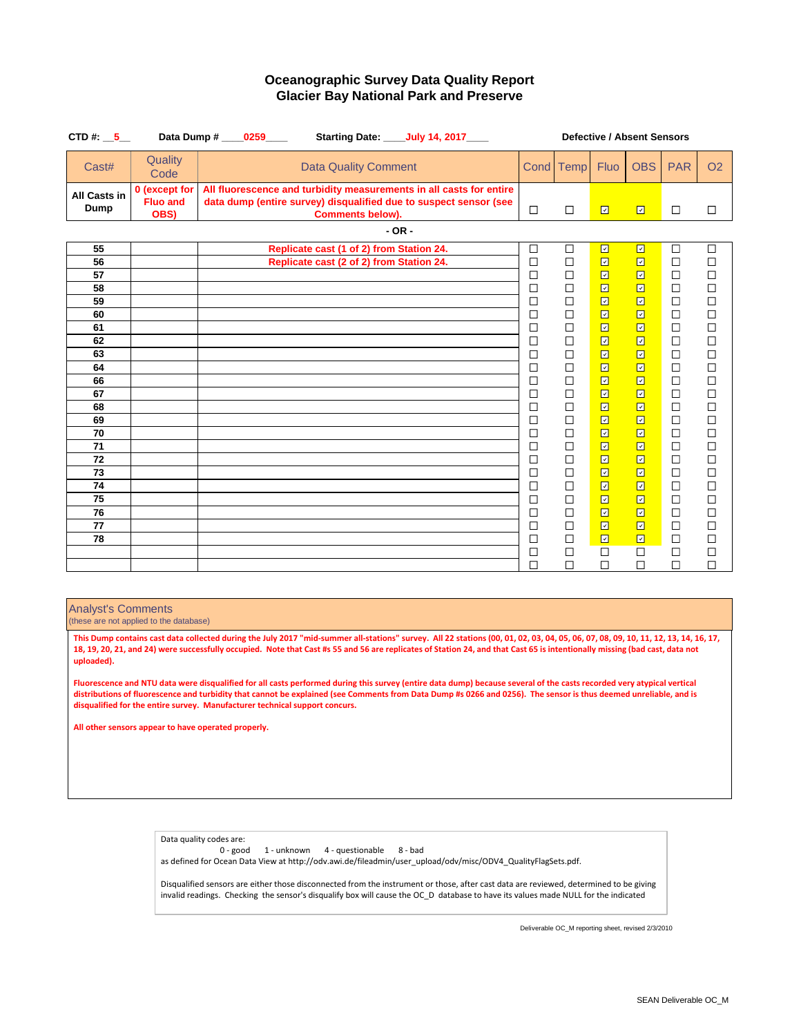# Oceanographic Survey Data Quality Report
## Glacier Bay National Park and Preserve

**CTD #:** __5__ **Data Dump #** ____0259____ **Starting Date:** ____July 14, 2017____

**Defective / Absent Sensors**

| Cast# | Quality Code | Data Quality Comment | Cond | Temp | Fluo | OBS | PAR | O2 |
|---|---|---|---|---|---|---|---|---|
| All Casts in Dump | 0 (except for Fluo and OBS) | All fluorescence and turbidity measurements in all casts for entire data dump (entire survey) disqualified due to suspect sensor (see Comments below). | ☐ | ☐ | ☑ | ☑ | ☐ | ☐ |

**- OR -**

| Cast# | Quality Code | Data Quality Comment | Cond | Temp | Fluo | OBS | PAR | O2 |
|---|---|---|---|---|---|---|---|---|
| 55 | | Replicate cast (1 of 2) from Station 24. | ☐ | ☐ | ☑ | ☑ | ☐ | ☐ |
| 56 | | Replicate cast (2 of 2) from Station 24. | ☐ | ☐ | ☑ | ☑ | ☐ | ☐ |
| 57 | | | ☐ | ☐ | ☑ | ☑ | ☐ | ☐ |
| 58 | | | ☐ | ☐ | ☑ | ☑ | ☐ | ☐ |
| 59 | | | ☐ | ☐ | ☑ | ☑ | ☐ | ☐ |
| 60 | | | ☐ | ☐ | ☑ | ☑ | ☐ | ☐ |
| 61 | | | ☐ | ☐ | ☑ | ☑ | ☐ | ☐ |
| 62 | | | ☐ | ☐ | ☑ | ☑ | ☐ | ☐ |
| 63 | | | ☐ | ☐ | ☑ | ☑ | ☐ | ☐ |
| 64 | | | ☐ | ☐ | ☑ | ☑ | ☐ | ☐ |
| 66 | | | ☐ | ☐ | ☑ | ☑ | ☐ | ☐ |
| 67 | | | ☐ | ☐ | ☑ | ☑ | ☐ | ☐ |
| 68 | | | ☐ | ☐ | ☑ | ☑ | ☐ | ☐ |
| 69 | | | ☐ | ☐ | ☑ | ☑ | ☐ | ☐ |
| 70 | | | ☐ | ☐ | ☑ | ☑ | ☐ | ☐ |
| 71 | | | ☐ | ☐ | ☑ | ☑ | ☐ | ☐ |
| 72 | | | ☐ | ☐ | ☑ | ☑ | ☐ | ☐ |
| 73 | | | ☐ | ☐ | ☑ | ☑ | ☐ | ☐ |
| 74 | | | ☐ | ☐ | ☑ | ☑ | ☐ | ☐ |
| 75 | | | ☐ | ☐ | ☑ | ☑ | ☐ | ☐ |
| 76 | | | ☐ | ☐ | ☑ | ☑ | ☐ | ☐ |
| 77 | | | ☐ | ☐ | ☑ | ☑ | ☐ | ☐ |
| 78 | | | ☐ | ☐ | ☑ | ☑ | ☐ | ☐ |
| | | | ☐ | ☐ | ☐ | ☐ | ☐ | ☐ |
| | | | ☐ | ☐ | ☐ | ☐ | ☐ | ☐ |

**Analyst's Comments**
(these are not applied to the database)

**This Dump contains cast data collected during the July 2017 "mid-summer all-stations" survey. All 22 stations (00, 01, 02, 03, 04, 05, 06, 07, 08, 09, 10, 11, 12, 13, 14, 16, 17, 18, 19, 20, 21, and 24) were successfully occupied. Note that Cast #s 55 and 56 are replicates of Station 24, and that Cast 65 is intentionally missing (bad cast, data not uploaded).**

**Fluorescence and NTU data were disqualified for all casts performed during this survey (entire data dump) because several of the casts recorded very atypical vertical distributions of fluorescence and turbidity that cannot be explained (see Comments from Data Dump #s 0266 and 0256). The sensor is thus deemed unreliable, and is disqualified for the entire survey. Manufacturer technical support concurs.**

**All other sensors appear to have operated properly.**

Data quality codes are:
0 - good 1 - unknown 4 - questionable 8 - bad
as defined for Ocean Data View at http://odv.awi.de/fileadmin/user_upload/odv/misc/ODV4_QualityFlagSets.pdf.

Disqualified sensors are either those disconnected from the instrument or those, after cast data are reviewed, determined to be giving invalid readings. Checking the sensor's disqualify box will cause the OC_D database to have its values made NULL for the indicated

Deliverable OC_M reporting sheet, revised 2/3/2010

SEAN Deliverable OC_M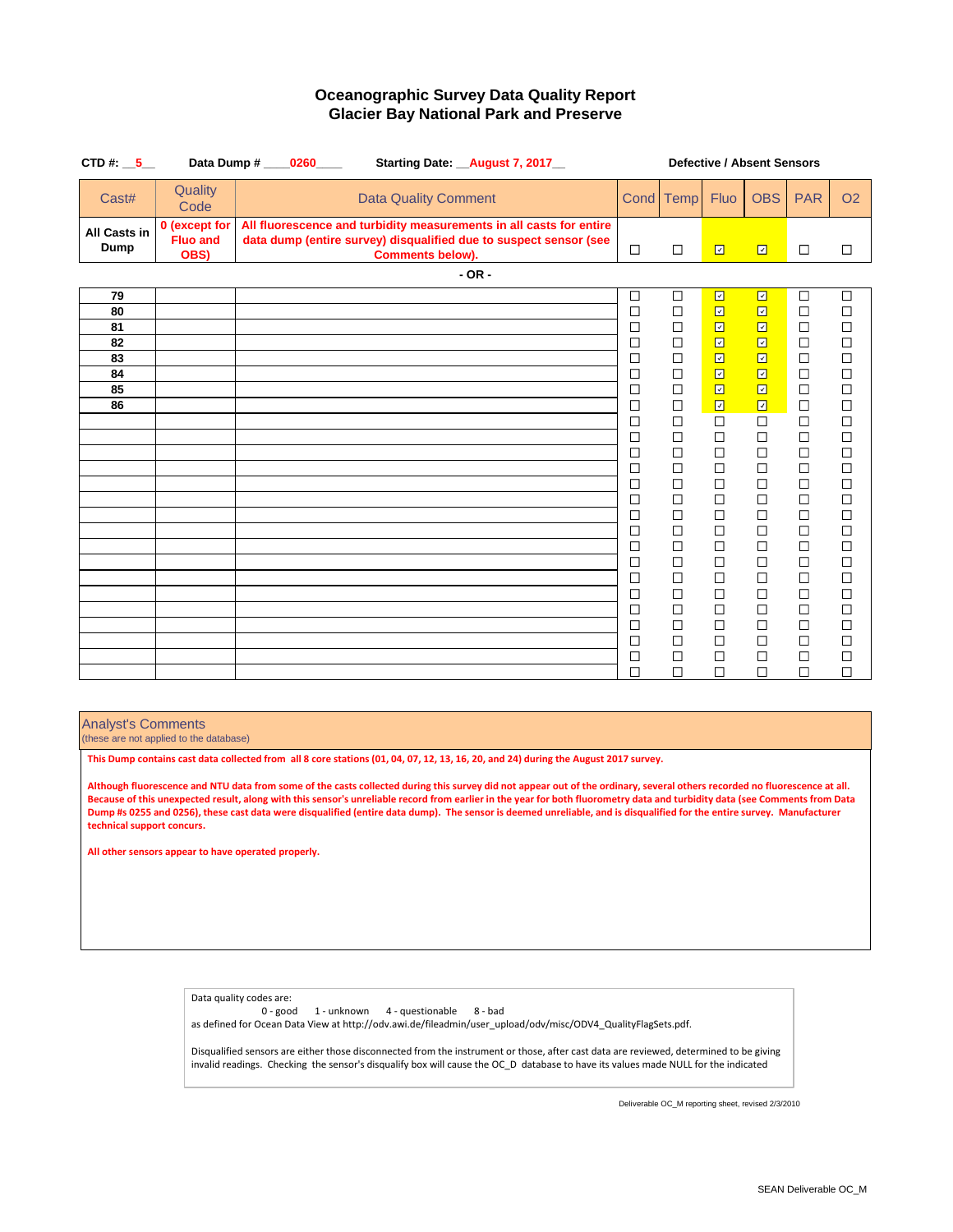# Oceanographic Survey Data Quality Report
## Glacier Bay National Park and Preserve

**CTD #:** __5__ **Data Dump #** ____0260____ **Starting Date:** __August 7, 2017__

**Defective / Absent Sensors**

| Cast# | Quality Code | Data Quality Comment | Cond | Temp | Fluo | OBS | PAR | O2 |
|---|---|---|---|---|---|---|---|---|
| **All Casts in Dump** | 0 (except for Fluo and OBS) | All fluorescence and turbidity measurements in all casts for entire data dump (entire survey) disqualified due to suspect sensor (see Comments below). | ☐ | ☐ | ☑ | ☑ | ☐ | ☐ |

**- OR -**

| Cast# | Quality Code | Data Quality Comment | Cond | Temp | Fluo | OBS | PAR | O2 |
|---|---|---|---|---|---|---|---|---|
| 79 | | | ☐ | ☐ | ☑ | ☑ | ☐ | ☐ |
| 80 | | | ☐ | ☐ | ☑ | ☑ | ☐ | ☐ |
| 81 | | | ☐ | ☐ | ☑ | ☑ | ☐ | ☐ |
| 82 | | | ☐ | ☐ | ☑ | ☑ | ☐ | ☐ |
| 83 | | | ☐ | ☐ | ☑ | ☑ | ☐ | ☐ |
| 84 | | | ☐ | ☐ | ☑ | ☑ | ☐ | ☐ |
| 85 | | | ☐ | ☐ | ☑ | ☑ | ☐ | ☐ |
| 86 | | | ☐ | ☐ | ☑ | ☑ | ☐ | ☐ |
| | | | ☐ | ☐ | ☐ | ☐ | ☐ | ☐ |
| | | | ☐ | ☐ | ☐ | ☐ | ☐ | ☐ |
| | | | ☐ | ☐ | ☐ | ☐ | ☐ | ☐ |
| | | | ☐ | ☐ | ☐ | ☐ | ☐ | ☐ |
| | | | ☐ | ☐ | ☐ | ☐ | ☐ | ☐ |
| | | | ☐ | ☐ | ☐ | ☐ | ☐ | ☐ |
| | | | ☐ | ☐ | ☐ | ☐ | ☐ | ☐ |
| | | | ☐ | ☐ | ☐ | ☐ | ☐ | ☐ |
| | | | ☐ | ☐ | ☐ | ☐ | ☐ | ☐ |
| | | | ☐ | ☐ | ☐ | ☐ | ☐ | ☐ |
| | | | ☐ | ☐ | ☐ | ☐ | ☐ | ☐ |
| | | | ☐ | ☐ | ☐ | ☐ | ☐ | ☐ |
| | | | ☐ | ☐ | ☐ | ☐ | ☐ | ☐ |
| | | | ☐ | ☐ | ☐ | ☐ | ☐ | ☐ |
| | | | ☐ | ☐ | ☐ | ☐ | ☐ | ☐ |
| | | | ☐ | ☐ | ☐ | ☐ | ☐ | ☐ |
| | | | ☐ | ☐ | ☐ | ☐ | ☐ | ☐ |
| | | | ☐ | ☐ | ☐ | ☐ | ☐ | ☐ |
| | | | ☐ | ☐ | ☐ | ☐ | ☐ | ☐ |

**Analyst's Comments**
(these are not applied to the database)

**This Dump contains cast data collected from all 8 core stations (01, 04, 07, 12, 13, 16, 20, and 24) during the August 2017 survey.**

**Although fluorescence and NTU data from some of the casts collected during this survey did not appear out of the ordinary, several others recorded no fluorescence at all. Because of this unexpected result, along with this sensor's unreliable record from earlier in the year for both fluorometry data and turbidity data (see Comments from Data Dump #s 0255 and 0256), these cast data were disqualified (entire data dump). The sensor is deemed unreliable, and is disqualified for the entire survey. Manufacturer technical support concurs.**

**All other sensors appear to have operated properly.**

Data quality codes are:
0 - good 1 - unknown 4 - questionable 8 - bad
as defined for Ocean Data View at http://odv.awi.de/fileadmin/user_upload/odv/misc/ODV4_QualityFlagSets.pdf.

Disqualified sensors are either those disconnected from the instrument or those, after cast data are reviewed, determined to be giving invalid readings. Checking the sensor's disqualify box will cause the OC_D database to have its values made NULL for the indicated

Deliverable OC_M reporting sheet, revised 2/3/2010

SEAN Deliverable OC_M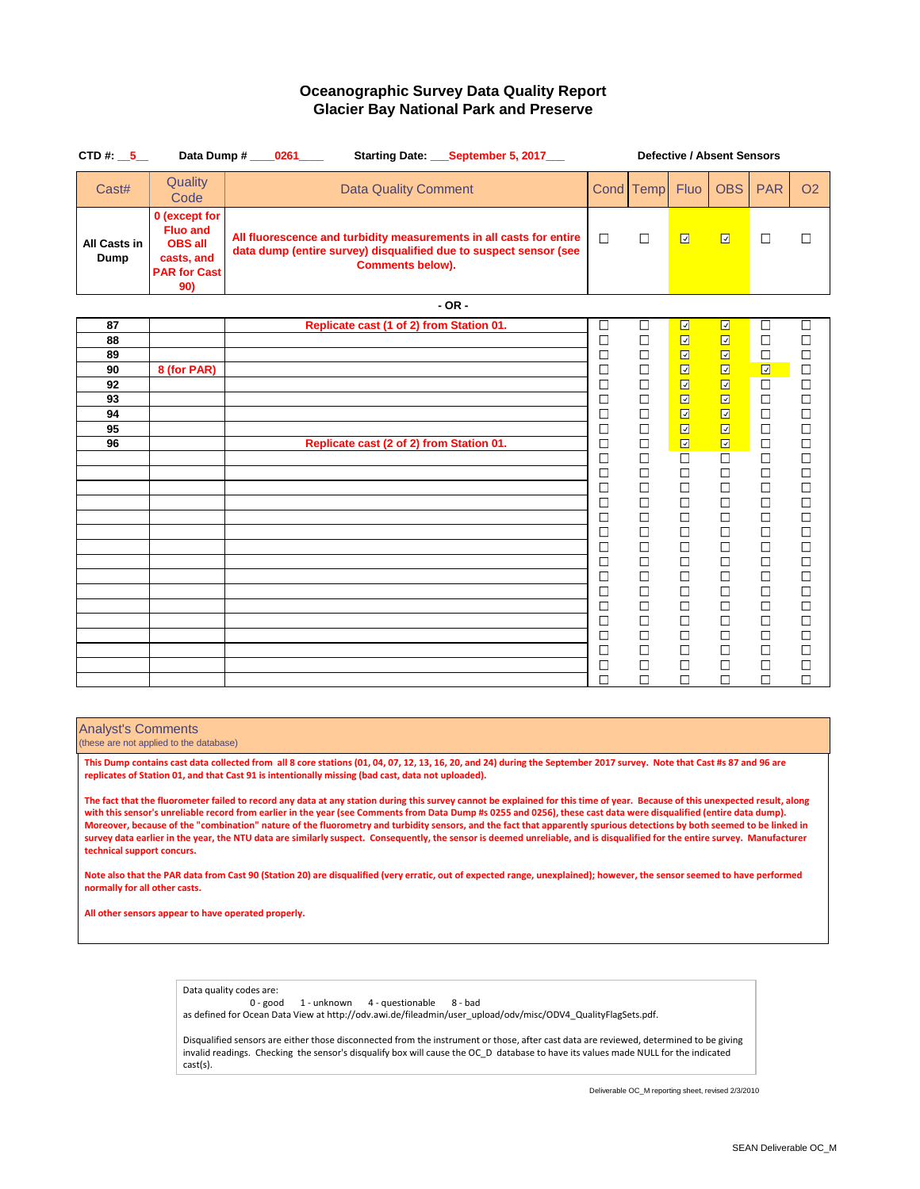# Oceanographic Survey Data Quality Report
## Glacier Bay National Park and Preserve

**CTD #:** 5 **Data Dump #** 0261 **Starting Date:** September 5, 2017

**Defective / Absent Sensors**

| Cast# | Quality Code | Data Quality Comment | Cond | Temp | Fluo | OBS | PAR | O2 |
|---|---|---|---|---|---|---|---|---|
| All Casts in Dump | 0 (except for Fluo and OBS all casts, and PAR for Cast 90) | All fluorescence and turbidity measurements in all casts for entire data dump (entire survey) disqualified due to suspect sensor (see Comments below). | ☐ | ☐ | ☑ | ☑ | ☐ | ☐ |

- OR -

| Cast# | Quality Code | Data Quality Comment | Cond | Temp | Fluo | OBS | PAR | O2 |
|---|---|---|---|---|---|---|---|---|
| 87 | | Replicate cast (1 of 2) from Station 01. | ☐ | ☐ | ☑ | ☑ | ☐ | ☐ |
| 88 | | | ☐ | ☐ | ☑ | ☑ | ☐ | ☐ |
| 89 | | | ☐ | ☐ | ☑ | ☑ | ☐ | ☐ |
| 90 | 8 (for PAR) | | ☐ | ☐ | ☑ | ☑ | ☑ | ☐ |
| 92 | | | ☐ | ☐ | ☑ | ☑ | ☐ | ☐ |
| 93 | | | ☐ | ☐ | ☑ | ☑ | ☐ | ☐ |
| 94 | | | ☐ | ☐ | ☑ | ☑ | ☐ | ☐ |
| 95 | | | ☐ | ☐ | ☑ | ☑ | ☐ | ☐ |
| 96 | | Replicate cast (2 of 2) from Station 01. | ☐ | ☐ | ☑ | ☑ | ☐ | ☐ |
| | | | ☐ | ☐ | ☐ | ☐ | ☐ | ☐ |
| | | | ☐ | ☐ | ☐ | ☐ | ☐ | ☐ |
| | | | ☐ | ☐ | ☐ | ☐ | ☐ | ☐ |
| | | | ☐ | ☐ | ☐ | ☐ | ☐ | ☐ |
| | | | ☐ | ☐ | ☐ | ☐ | ☐ | ☐ |
| | | | ☐ | ☐ | ☐ | ☐ | ☐ | ☐ |
| | | | ☐ | ☐ | ☐ | ☐ | ☐ | ☐ |
| | | | ☐ | ☐ | ☐ | ☐ | ☐ | ☐ |
| | | | ☐ | ☐ | ☐ | ☐ | ☐ | ☐ |
| | | | ☐ | ☐ | ☐ | ☐ | ☐ | ☐ |
| | | | ☐ | ☐ | ☐ | ☐ | ☐ | ☐ |
| | | | ☐ | ☐ | ☐ | ☐ | ☐ | ☐ |
| | | | ☐ | ☐ | ☐ | ☐ | ☐ | ☐ |
| | | | ☐ | ☐ | ☐ | ☐ | ☐ | ☐ |
| | | | ☐ | ☐ | ☐ | ☐ | ☐ | ☐ |
| | | | ☐ | ☐ | ☐ | ☐ | ☐ | ☐ |

**Analyst's Comments**
(these are not applied to the database)

**This Dump contains cast data collected from all 8 core stations (01, 04, 07, 12, 13, 16, 20, and 24) during the September 2017 survey. Note that Cast #s 87 and 96 are replicates of Station 01, and that Cast 91 is intentionally missing (bad cast, data not uploaded).**

**The fact that the fluorometer failed to record any data at any station during this survey cannot be explained for this time of year. Because of this unexpected result, along with this sensor's unreliable record from earlier in the year (see Comments from Data Dump #s 0255 and 0256), these cast data were disqualified (entire data dump). Moreover, because of the "combination" nature of the fluorometry and turbidity sensors, and the fact that apparently spurious detections by both seemed to be linked in survey data earlier in the year, the NTU data are similarly suspect. Consequently, the sensor is deemed unreliable, and is disqualified for the entire survey. Manufacturer technical support concurs.**

**Note also that the PAR data from Cast 90 (Station 20) are disqualified (very erratic, out of expected range, unexplained); however, the sensor seemed to have performed normally for all other casts.**

**All other sensors appear to have operated properly.**

Data quality codes are:
0 - good 1 - unknown 4 - questionable 8 - bad
as defined for Ocean Data View at http://odv.awi.de/fileadmin/user_upload/odv/misc/ODV4_QualityFlagSets.pdf.

Disqualified sensors are either those disconnected from the instrument or those, after cast data are reviewed, determined to be giving invalid readings. Checking the sensor's disqualify box will cause the OC_D database to have its values made NULL for the indicated cast(s).

Deliverable OC_M reporting sheet, revised 2/3/2010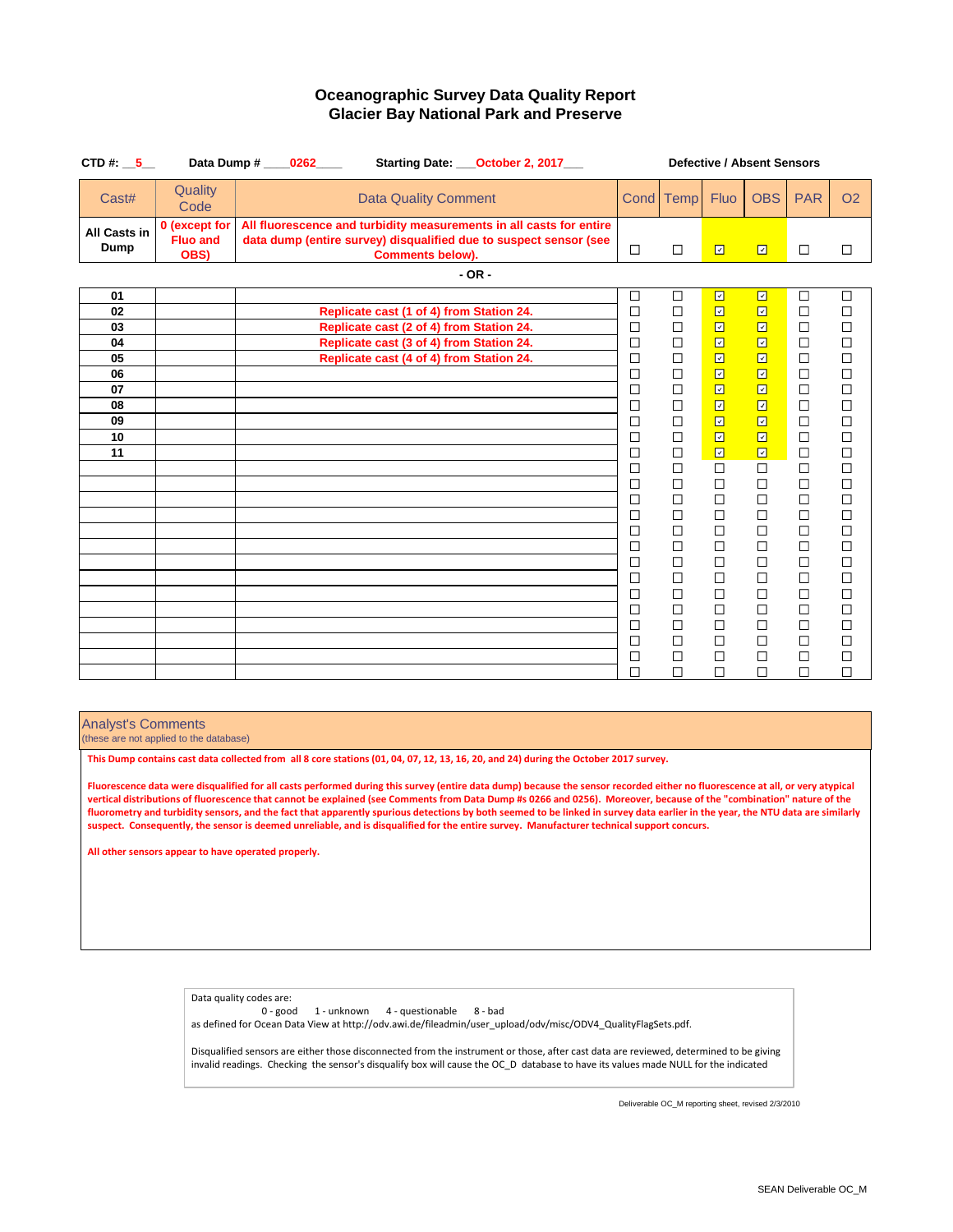# Oceanographic Survey Data Quality Report
## Glacier Bay National Park and Preserve

**CTD #:** __5__ **Data Dump #** ____0262____ **Starting Date:** ___October 2, 2017___

**Defective / Absent Sensors**

| Cast# | Quality Code | Data Quality Comment | Cond | Temp | Fluo | OBS | PAR | O2 |
|---|---|---|---|---|---|---|---|---|
| **All Casts in Dump** | **0 (except for Fluo and OBS)** | **All fluorescence and turbidity measurements in all casts for entire data dump (entire survey) disqualified due to suspect sensor (see Comments below).** | ☐ | ☐ | ☑ | ☑ | ☐ | ☐ |

**- OR -**

| Cast# | Quality Code | Data Quality Comment | Cond | Temp | Fluo | OBS | PAR | O2 |
|---|---|---|---|---|---|---|---|---|
| **01** | | | ☐ | ☐ | ☑ | ☑ | ☐ | ☐ |
| **02** | | **Replicate cast (1 of 4) from Station 24.** | ☐ | ☐ | ☑ | ☑ | ☐ | ☐ |
| **03** | | **Replicate cast (2 of 4) from Station 24.** | ☐ | ☐ | ☑ | ☑ | ☐ | ☐ |
| **04** | | **Replicate cast (3 of 4) from Station 24.** | ☐ | ☐ | ☑ | ☑ | ☐ | ☐ |
| **05** | | **Replicate cast (4 of 4) from Station 24.** | ☐ | ☐ | ☑ | ☑ | ☐ | ☐ |
| **06** | | | ☐ | ☐ | ☑ | ☑ | ☐ | ☐ |
| **07** | | | ☐ | ☐ | ☑ | ☑ | ☐ | ☐ |
| **08** | | | ☐ | ☐ | ☑ | ☑ | ☐ | ☐ |
| **09** | | | ☐ | ☐ | ☑ | ☑ | ☐ | ☐ |
| **10** | | | ☐ | ☐ | ☑ | ☑ | ☐ | ☐ |
| **11** | | | ☐ | ☐ | ☑ | ☑ | ☐ | ☐ |
| | | | ☐ | ☐ | ☐ | ☐ | ☐ | ☐ |
| | | | ☐ | ☐ | ☐ | ☐ | ☐ | ☐ |
| | | | ☐ | ☐ | ☐ | ☐ | ☐ | ☐ |
| | | | ☐ | ☐ | ☐ | ☐ | ☐ | ☐ |
| | | | ☐ | ☐ | ☐ | ☐ | ☐ | ☐ |
| | | | ☐ | ☐ | ☐ | ☐ | ☐ | ☐ |
| | | | ☐ | ☐ | ☐ | ☐ | ☐ | ☐ |
| | | | ☐ | ☐ | ☐ | ☐ | ☐ | ☐ |
| | | | ☐ | ☐ | ☐ | ☐ | ☐ | ☐ |
| | | | ☐ | ☐ | ☐ | ☐ | ☐ | ☐ |
| | | | ☐ | ☐ | ☐ | ☐ | ☐ | ☐ |
| | | | ☐ | ☐ | ☐ | ☐ | ☐ | ☐ |
| | | | ☐ | ☐ | ☐ | ☐ | ☐ | ☐ |
| | | | ☐ | ☐ | ☐ | ☐ | ☐ | ☐ |

### Analyst's Comments
(these are not applied to the database)

**This Dump contains cast data collected from all 8 core stations (01, 04, 07, 12, 13, 16, 20, and 24) during the October 2017 survey.**

**Fluorescence data were disqualified for all casts performed during this survey (entire data dump) because the sensor recorded either no fluorescence at all, or very atypical vertical distributions of fluorescence that cannot be explained (see Comments from Data Dump #s 0266 and 0256). Moreover, because of the "combination" nature of the fluorometry and turbidity sensors, and the fact that apparently spurious detections by both seemed to be linked in survey data earlier in the year, the NTU data are similarly suspect. Consequently, the sensor is deemed unreliable, and is disqualified for the entire survey. Manufacturer technical support concurs.**

**All other sensors appear to have operated properly.**

Data quality codes are:
0 - good  1 - unknown  4 - questionable  8 - bad
as defined for Ocean Data View at http://odv.awi.de/fileadmin/user_upload/odv/misc/ODV4_QualityFlagSets.pdf.

Disqualified sensors are either those disconnected from the instrument or those, after cast data are reviewed, determined to be giving invalid readings. Checking the sensor's disqualify box will cause the OC_D database to have its values made NULL for the indicated

Deliverable OC_M reporting sheet, revised 2/3/2010

SEAN Deliverable OC_M